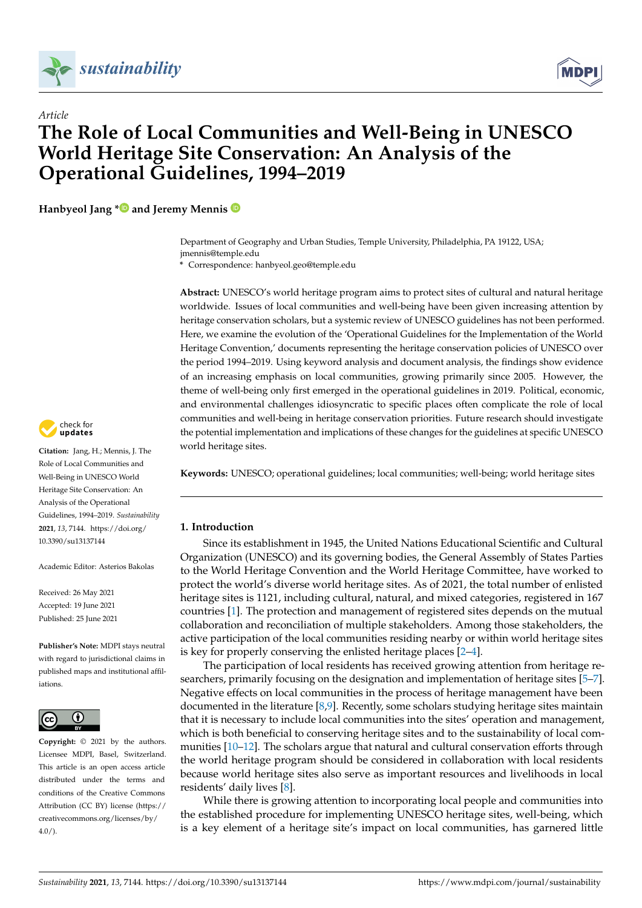*Article*

# The Role of Local Communities and Well-Being in UNESCO World Heritage Site Conservation: An Analysis of the Operational Guidelines, 1994–2019

**Hanbyeol Jang \* and Jeremy Mennis**

Department of Geography and Urban Studies, Temple University, Philadelphia, PA 19122, USA; jmennis@temple.edu

\* Correspondence: hanbyeol.geo@temple.edu

**Abstract:** UNESCO's world heritage program aims to protect sites of cultural and natural heritage worldwide. Issues of local communities and well-being have been given increasing attention by heritage conservation scholars, but a systemic review of UNESCO guidelines has not been performed. Here, we examine the evolution of the 'Operational Guidelines for the Implementation of the World Heritage Convention,' documents representing the heritage conservation policies of UNESCO over the period 1994–2019. Using keyword analysis and document analysis, the findings show evidence of an increasing emphasis on local communities, growing primarily since 2005. However, the theme of well-being only first emerged in the operational guidelines in 2019. Political, economic, and environmental challenges idiosyncratic to specific places often complicate the role of local communities and well-being in heritage conservation priorities. Future research should investigate the potential implementation and implications of these changes for the guidelines at specific UNESCO world heritage sites.

**Keywords:** UNESCO; operational guidelines; local communities; well-being; world heritage sites

**Citation:** Jang, H.; Mennis, J. The Role of Local Communities and Well-Being in UNESCO World Heritage Site Conservation: An Analysis of the Operational Guidelines, 1994–2019. *Sustainability* **2021**, *13*, 7144. https://doi.org/10.3390/su13137144

Academic Editor: Asterios Bakolas

Received: 26 May 2021
Accepted: 19 June 2021
Published: 25 June 2021

**Publisher's Note:** MDPI stays neutral with regard to jurisdictional claims in published maps and institutional affiliations.

**Copyright:** © 2021 by the authors. Licensee MDPI, Basel, Switzerland. This article is an open access article distributed under the terms and conditions of the Creative Commons Attribution (CC BY) license (https://creativecommons.org/licenses/by/4.0/).

## 1. Introduction

Since its establishment in 1945, the United Nations Educational Scientific and Cultural Organization (UNESCO) and its governing bodies, the General Assembly of States Parties to the World Heritage Convention and the World Heritage Committee, have worked to protect the world's diverse world heritage sites. As of 2021, the total number of enlisted heritage sites is 1121, including cultural, natural, and mixed categories, registered in 167 countries [1]. The protection and management of registered sites depends on the mutual collaboration and reconciliation of multiple stakeholders. Among those stakeholders, the active participation of the local communities residing nearby or within world heritage sites is key for properly conserving the enlisted heritage places [2–4].

The participation of local residents has received growing attention from heritage researchers, primarily focusing on the designation and implementation of heritage sites [5–7]. Negative effects on local communities in the process of heritage management have been documented in the literature [8,9]. Recently, some scholars studying heritage sites maintain that it is necessary to include local communities into the sites' operation and management, which is both beneficial to conserving heritage sites and to the sustainability of local communities [10–12]. The scholars argue that natural and cultural conservation efforts through the world heritage program should be considered in collaboration with local residents because world heritage sites also serve as important resources and livelihoods in local residents' daily lives [8].

While there is growing attention to incorporating local people and communities into the established procedure for implementing UNESCO heritage sites, well-being, which is a key element of a heritage site's impact on local communities, has garnered little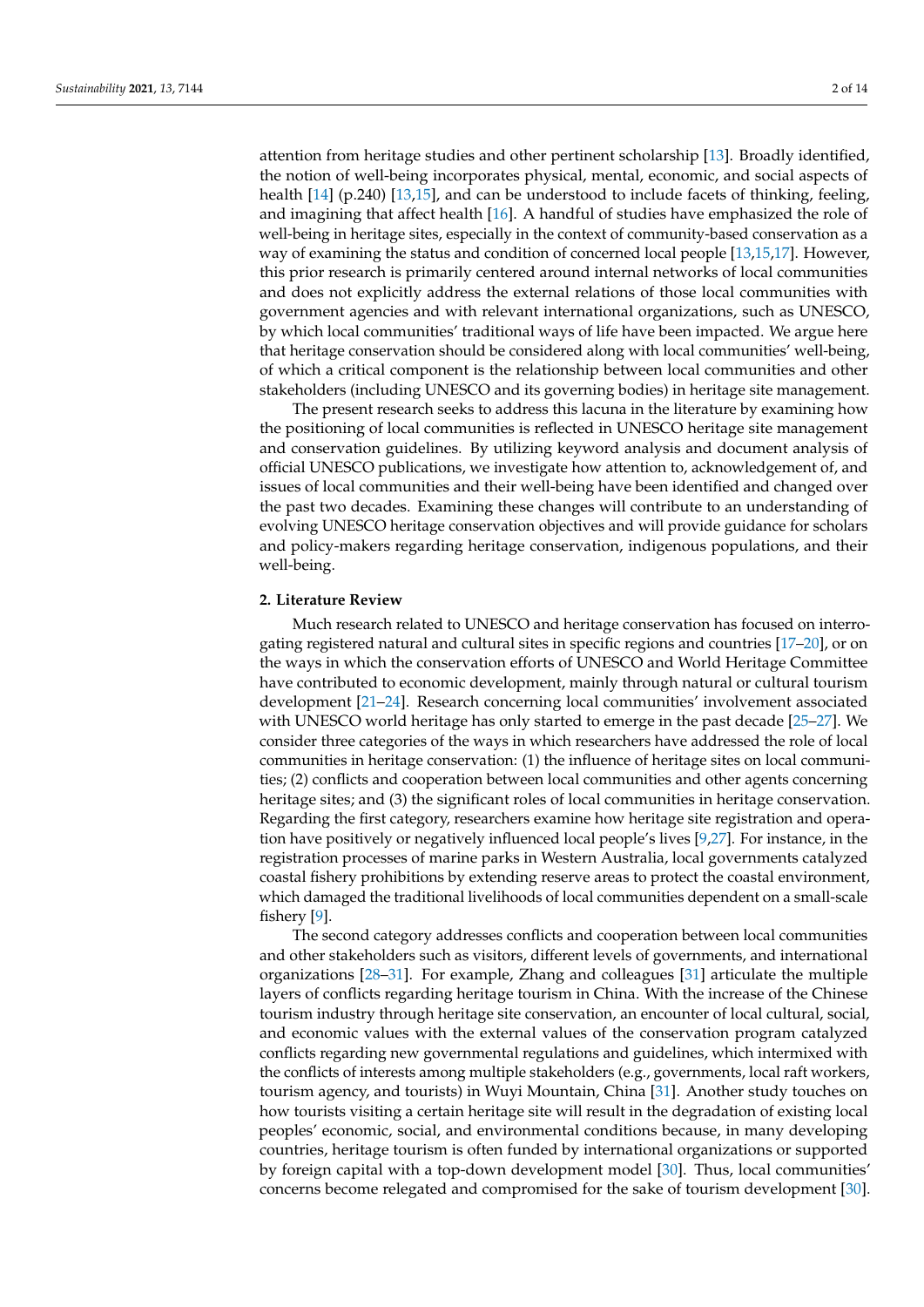attention from heritage studies and other pertinent scholarship [13]. Broadly identified, the notion of well-being incorporates physical, mental, economic, and social aspects of health [14] (p.240) [13,15], and can be understood to include facets of thinking, feeling, and imagining that affect health [16]. A handful of studies have emphasized the role of well-being in heritage sites, especially in the context of community-based conservation as a way of examining the status and condition of concerned local people [13,15,17]. However, this prior research is primarily centered around internal networks of local communities and does not explicitly address the external relations of those local communities with government agencies and with relevant international organizations, such as UNESCO, by which local communities' traditional ways of life have been impacted. We argue here that heritage conservation should be considered along with local communities' well-being, of which a critical component is the relationship between local communities and other stakeholders (including UNESCO and its governing bodies) in heritage site management.

The present research seeks to address this lacuna in the literature by examining how the positioning of local communities is reflected in UNESCO heritage site management and conservation guidelines. By utilizing keyword analysis and document analysis of official UNESCO publications, we investigate how attention to, acknowledgement of, and issues of local communities and their well-being have been identified and changed over the past two decades. Examining these changes will contribute to an understanding of evolving UNESCO heritage conservation objectives and will provide guidance for scholars and policy-makers regarding heritage conservation, indigenous populations, and their well-being.

## 2. Literature Review

Much research related to UNESCO and heritage conservation has focused on interrogating registered natural and cultural sites in specific regions and countries [17–20], or on the ways in which the conservation efforts of UNESCO and World Heritage Committee have contributed to economic development, mainly through natural or cultural tourism development [21–24]. Research concerning local communities' involvement associated with UNESCO world heritage has only started to emerge in the past decade [25–27]. We consider three categories of the ways in which researchers have addressed the role of local communities in heritage conservation: (1) the influence of heritage sites on local communities; (2) conflicts and cooperation between local communities and other agents concerning heritage sites; and (3) the significant roles of local communities in heritage conservation. Regarding the first category, researchers examine how heritage site registration and operation have positively or negatively influenced local people's lives [9,27]. For instance, in the registration processes of marine parks in Western Australia, local governments catalyzed coastal fishery prohibitions by extending reserve areas to protect the coastal environment, which damaged the traditional livelihoods of local communities dependent on a small-scale fishery [9].

The second category addresses conflicts and cooperation between local communities and other stakeholders such as visitors, different levels of governments, and international organizations [28–31]. For example, Zhang and colleagues [31] articulate the multiple layers of conflicts regarding heritage tourism in China. With the increase of the Chinese tourism industry through heritage site conservation, an encounter of local cultural, social, and economic values with the external values of the conservation program catalyzed conflicts regarding new governmental regulations and guidelines, which intermixed with the conflicts of interests among multiple stakeholders (e.g., governments, local raft workers, tourism agency, and tourists) in Wuyi Mountain, China [31]. Another study touches on how tourists visiting a certain heritage site will result in the degradation of existing local peoples' economic, social, and environmental conditions because, in many developing countries, heritage tourism is often funded by international organizations or supported by foreign capital with a top-down development model [30]. Thus, local communities' concerns become relegated and compromised for the sake of tourism development [30].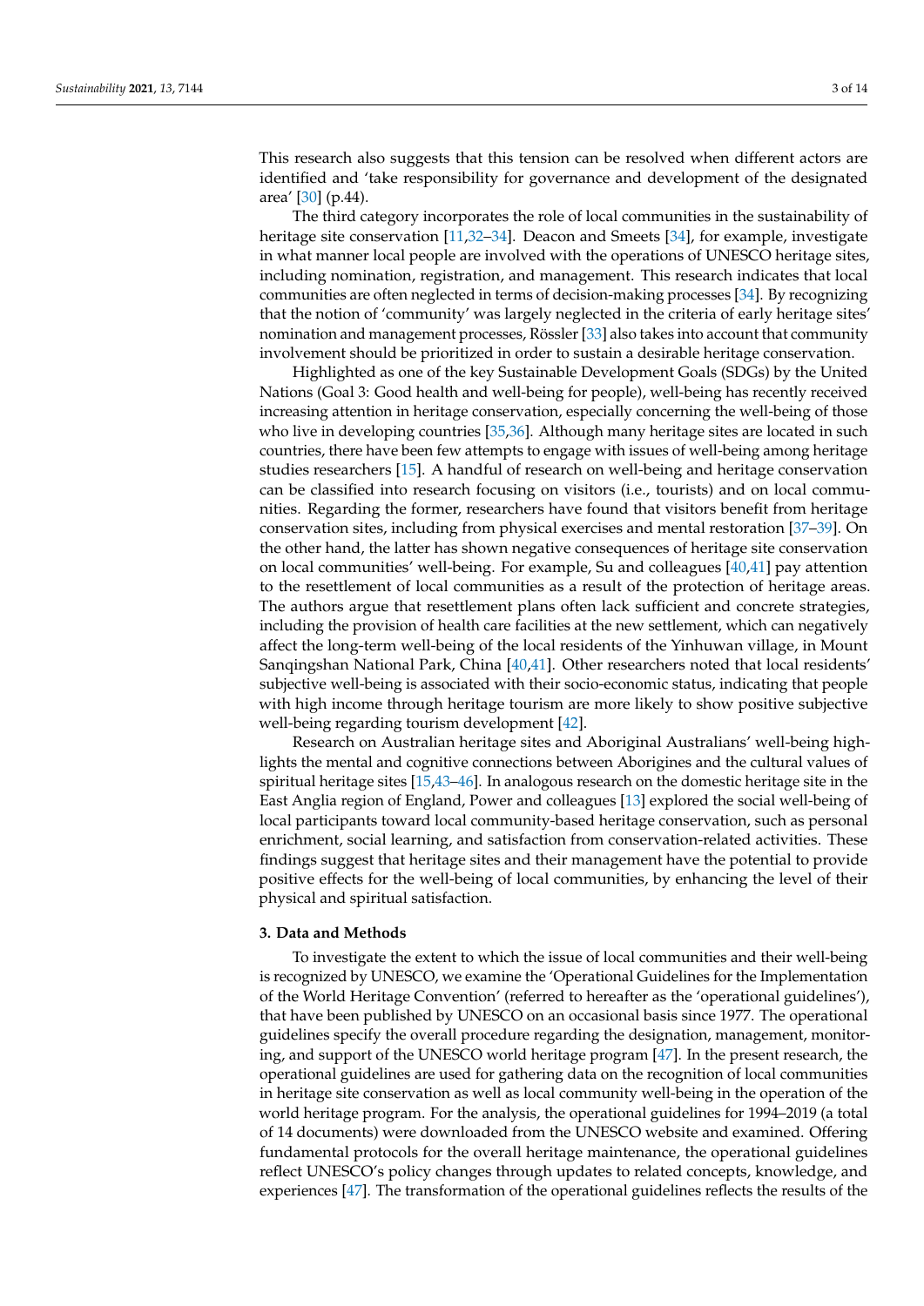This research also suggests that this tension can be resolved when different actors are identified and 'take responsibility for governance and development of the designated area' [30] (p.44).

The third category incorporates the role of local communities in the sustainability of heritage site conservation [11,32–34]. Deacon and Smeets [34], for example, investigate in what manner local people are involved with the operations of UNESCO heritage sites, including nomination, registration, and management. This research indicates that local communities are often neglected in terms of decision-making processes [34]. By recognizing that the notion of 'community' was largely neglected in the criteria of early heritage sites' nomination and management processes, Rössler [33] also takes into account that community involvement should be prioritized in order to sustain a desirable heritage conservation.

Highlighted as one of the key Sustainable Development Goals (SDGs) by the United Nations (Goal 3: Good health and well-being for people), well-being has recently received increasing attention in heritage conservation, especially concerning the well-being of those who live in developing countries [35,36]. Although many heritage sites are located in such countries, there have been few attempts to engage with issues of well-being among heritage studies researchers [15]. A handful of research on well-being and heritage conservation can be classified into research focusing on visitors (i.e., tourists) and on local communities. Regarding the former, researchers have found that visitors benefit from heritage conservation sites, including from physical exercises and mental restoration [37–39]. On the other hand, the latter has shown negative consequences of heritage site conservation on local communities' well-being. For example, Su and colleagues [40,41] pay attention to the resettlement of local communities as a result of the protection of heritage areas. The authors argue that resettlement plans often lack sufficient and concrete strategies, including the provision of health care facilities at the new settlement, which can negatively affect the long-term well-being of the local residents of the Yinhuwan village, in Mount Sanqingshan National Park, China [40,41]. Other researchers noted that local residents' subjective well-being is associated with their socio-economic status, indicating that people with high income through heritage tourism are more likely to show positive subjective well-being regarding tourism development [42].

Research on Australian heritage sites and Aboriginal Australians' well-being highlights the mental and cognitive connections between Aborigines and the cultural values of spiritual heritage sites [15,43–46]. In analogous research on the domestic heritage site in the East Anglia region of England, Power and colleagues [13] explored the social well-being of local participants toward local community-based heritage conservation, such as personal enrichment, social learning, and satisfaction from conservation-related activities. These findings suggest that heritage sites and their management have the potential to provide positive effects for the well-being of local communities, by enhancing the level of their physical and spiritual satisfaction.

## 3. Data and Methods

To investigate the extent to which the issue of local communities and their well-being is recognized by UNESCO, we examine the 'Operational Guidelines for the Implementation of the World Heritage Convention' (referred to hereafter as the 'operational guidelines'), that have been published by UNESCO on an occasional basis since 1977. The operational guidelines specify the overall procedure regarding the designation, management, monitoring, and support of the UNESCO world heritage program [47]. In the present research, the operational guidelines are used for gathering data on the recognition of local communities in heritage site conservation as well as local community well-being in the operation of the world heritage program. For the analysis, the operational guidelines for 1994–2019 (a total of 14 documents) were downloaded from the UNESCO website and examined. Offering fundamental protocols for the overall heritage maintenance, the operational guidelines reflect UNESCO's policy changes through updates to related concepts, knowledge, and experiences [47]. The transformation of the operational guidelines reflects the results of the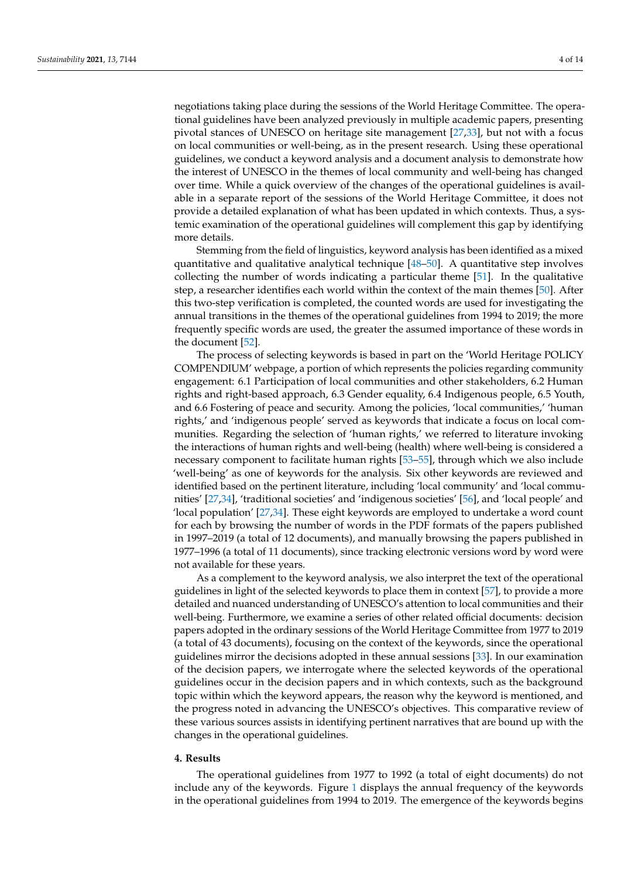negotiations taking place during the sessions of the World Heritage Committee. The operational guidelines have been analyzed previously in multiple academic papers, presenting pivotal stances of UNESCO on heritage site management [27,33], but not with a focus on local communities or well-being, as in the present research. Using these operational guidelines, we conduct a keyword analysis and a document analysis to demonstrate how the interest of UNESCO in the themes of local community and well-being has changed over time. While a quick overview of the changes of the operational guidelines is available in a separate report of the sessions of the World Heritage Committee, it does not provide a detailed explanation of what has been updated in which contexts. Thus, a systemic examination of the operational guidelines will complement this gap by identifying more details.

Stemming from the field of linguistics, keyword analysis has been identified as a mixed quantitative and qualitative analytical technique [48–50]. A quantitative step involves collecting the number of words indicating a particular theme [51]. In the qualitative step, a researcher identifies each world within the context of the main themes [50]. After this two-step verification is completed, the counted words are used for investigating the annual transitions in the themes of the operational guidelines from 1994 to 2019; the more frequently specific words are used, the greater the assumed importance of these words in the document [52].

The process of selecting keywords is based in part on the 'World Heritage POLICY COMPENDIUM' webpage, a portion of which represents the policies regarding community engagement: 6.1 Participation of local communities and other stakeholders, 6.2 Human rights and right-based approach, 6.3 Gender equality, 6.4 Indigenous people, 6.5 Youth, and 6.6 Fostering of peace and security. Among the policies, 'local communities,' 'human rights,' and 'indigenous people' served as keywords that indicate a focus on local communities. Regarding the selection of 'human rights,' we referred to literature invoking the interactions of human rights and well-being (health) where well-being is considered a necessary component to facilitate human rights [53–55], through which we also include 'well-being' as one of keywords for the analysis. Six other keywords are reviewed and identified based on the pertinent literature, including 'local community' and 'local communities' [27,34], 'traditional societies' and 'indigenous societies' [56], and 'local people' and 'local population' [27,34]. These eight keywords are employed to undertake a word count for each by browsing the number of words in the PDF formats of the papers published in 1997–2019 (a total of 12 documents), and manually browsing the papers published in 1977–1996 (a total of 11 documents), since tracking electronic versions word by word were not available for these years.

As a complement to the keyword analysis, we also interpret the text of the operational guidelines in light of the selected keywords to place them in context [57], to provide a more detailed and nuanced understanding of UNESCO's attention to local communities and their well-being. Furthermore, we examine a series of other related official documents: decision papers adopted in the ordinary sessions of the World Heritage Committee from 1977 to 2019 (a total of 43 documents), focusing on the context of the keywords, since the operational guidelines mirror the decisions adopted in these annual sessions [33]. In our examination of the decision papers, we interrogate where the selected keywords of the operational guidelines occur in the decision papers and in which contexts, such as the background topic within which the keyword appears, the reason why the keyword is mentioned, and the progress noted in advancing the UNESCO's objectives. This comparative review of these various sources assists in identifying pertinent narratives that are bound up with the changes in the operational guidelines.

## 4. Results

The operational guidelines from 1977 to 1992 (a total of eight documents) do not include any of the keywords. Figure 1 displays the annual frequency of the keywords in the operational guidelines from 1994 to 2019. The emergence of the keywords begins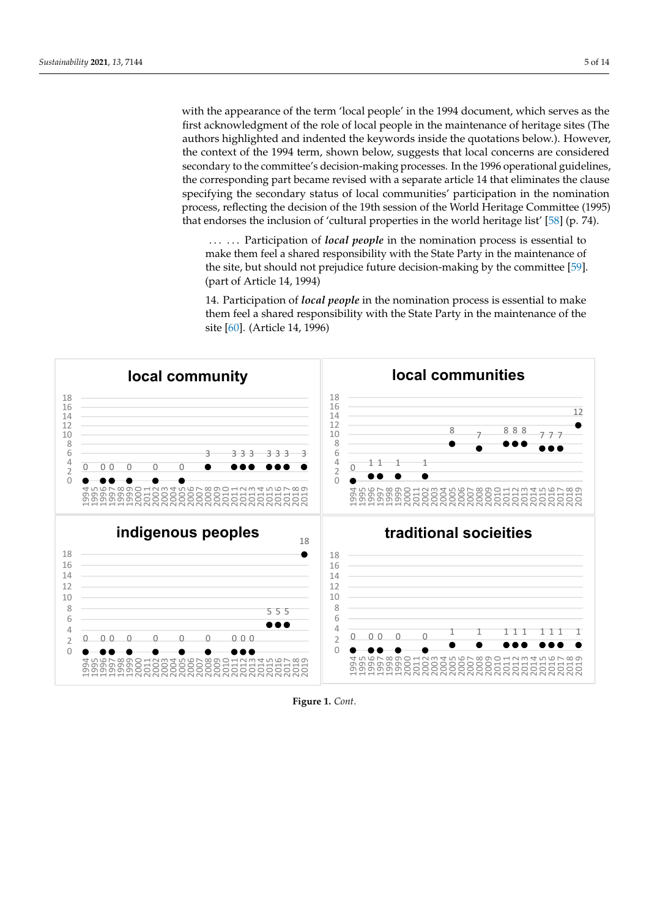with the appearance of the term 'local people' in the 1994 document, which serves as the first acknowledgment of the role of local people in the maintenance of heritage sites (The authors highlighted and indented the keywords inside the quotations below.). However, the context of the 1994 term, shown below, suggests that local concerns are considered secondary to the committee's decision-making processes. In the 1996 operational guidelines, the corresponding part became revised with a separate article 14 that eliminates the clause specifying the secondary status of local communities' participation in the nomination process, reflecting the decision of the 19th session of the World Heritage Committee (1995) that endorses the inclusion of 'cultural properties in the world heritage list' [58] (p. 74).

> ... ... Participation of ***local people*** in the nomination process is essential to make them feel a shared responsibility with the State Party in the maintenance of the site, but should not prejudice future decision-making by the committee [59]. (part of Article 14, 1994)

> 14. Participation of ***local people*** in the nomination process is essential to make them feel a shared responsibility with the State Party in the maintenance of the site [60]. (Article 14, 1996)

**Figure 1.** *Cont.*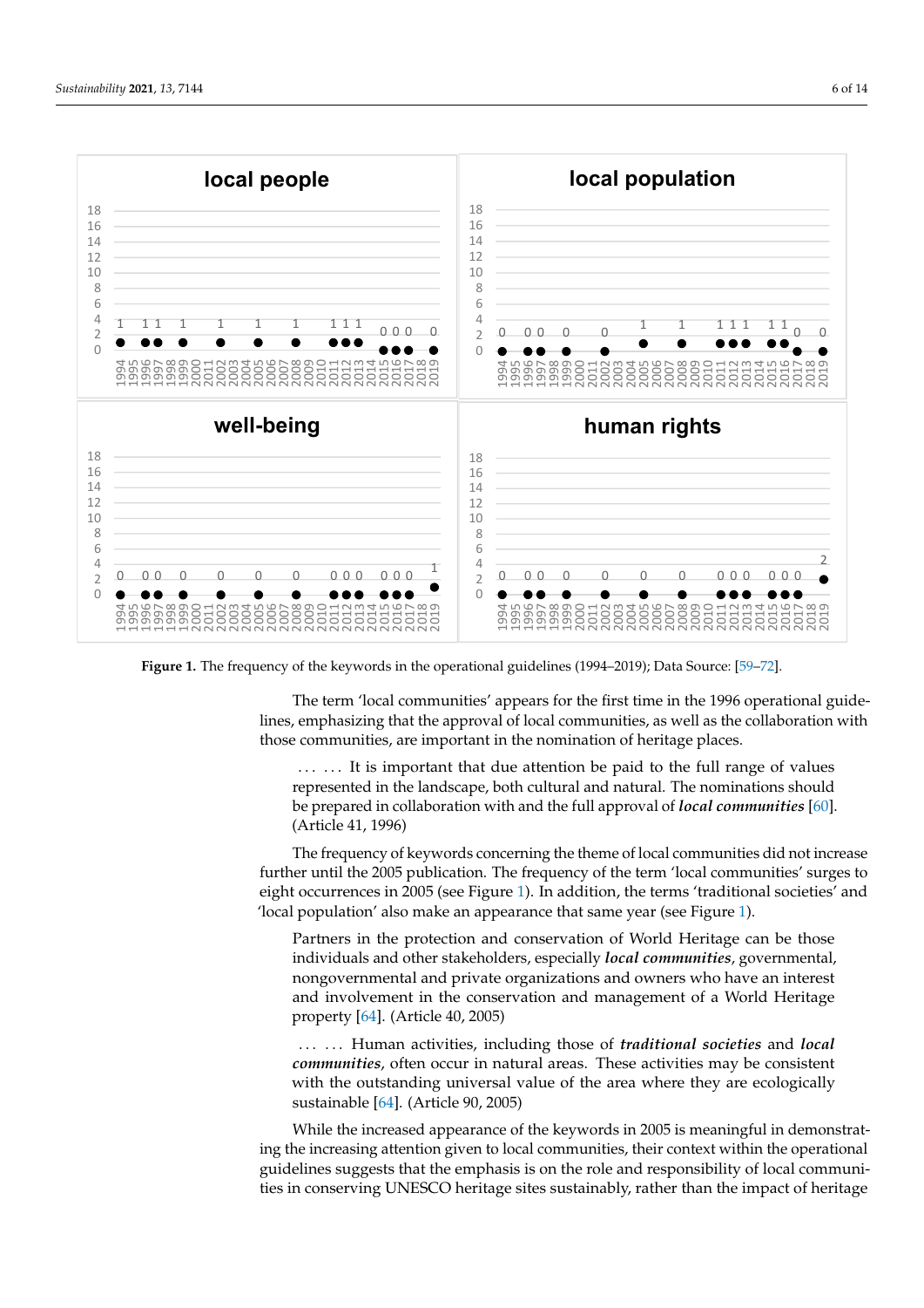**Figure 1.** The frequency of the keywords in the operational guidelines (1994–2019); Data Source: [59–72].

The term 'local communities' appears for the first time in the 1996 operational guidelines, emphasizing that the approval of local communities, as well as the collaboration with those communities, are important in the nomination of heritage places.

> ... ... It is important that due attention be paid to the full range of values represented in the landscape, both cultural and natural. The nominations should be prepared in collaboration with and the full approval of ***local communities*** [60]. (Article 41, 1996)

The frequency of keywords concerning the theme of local communities did not increase further until the 2005 publication. The frequency of the term 'local communities' surges to eight occurrences in 2005 (see Figure 1). In addition, the terms 'traditional societies' and 'local population' also make an appearance that same year (see Figure 1).

> Partners in the protection and conservation of World Heritage can be those individuals and other stakeholders, especially ***local communities***, governmental, nongovernmental and private organizations and owners who have an interest and involvement in the conservation and management of a World Heritage property [64]. (Article 40, 2005)

> ... ... Human activities, including those of ***traditional societies*** and ***local communities***, often occur in natural areas. These activities may be consistent with the outstanding universal value of the area where they are ecologically sustainable [64]. (Article 90, 2005)

While the increased appearance of the keywords in 2005 is meaningful in demonstrating the increasing attention given to local communities, their context within the operational guidelines suggests that the emphasis is on the role and responsibility of local communities in conserving UNESCO heritage sites sustainably, rather than the impact of heritage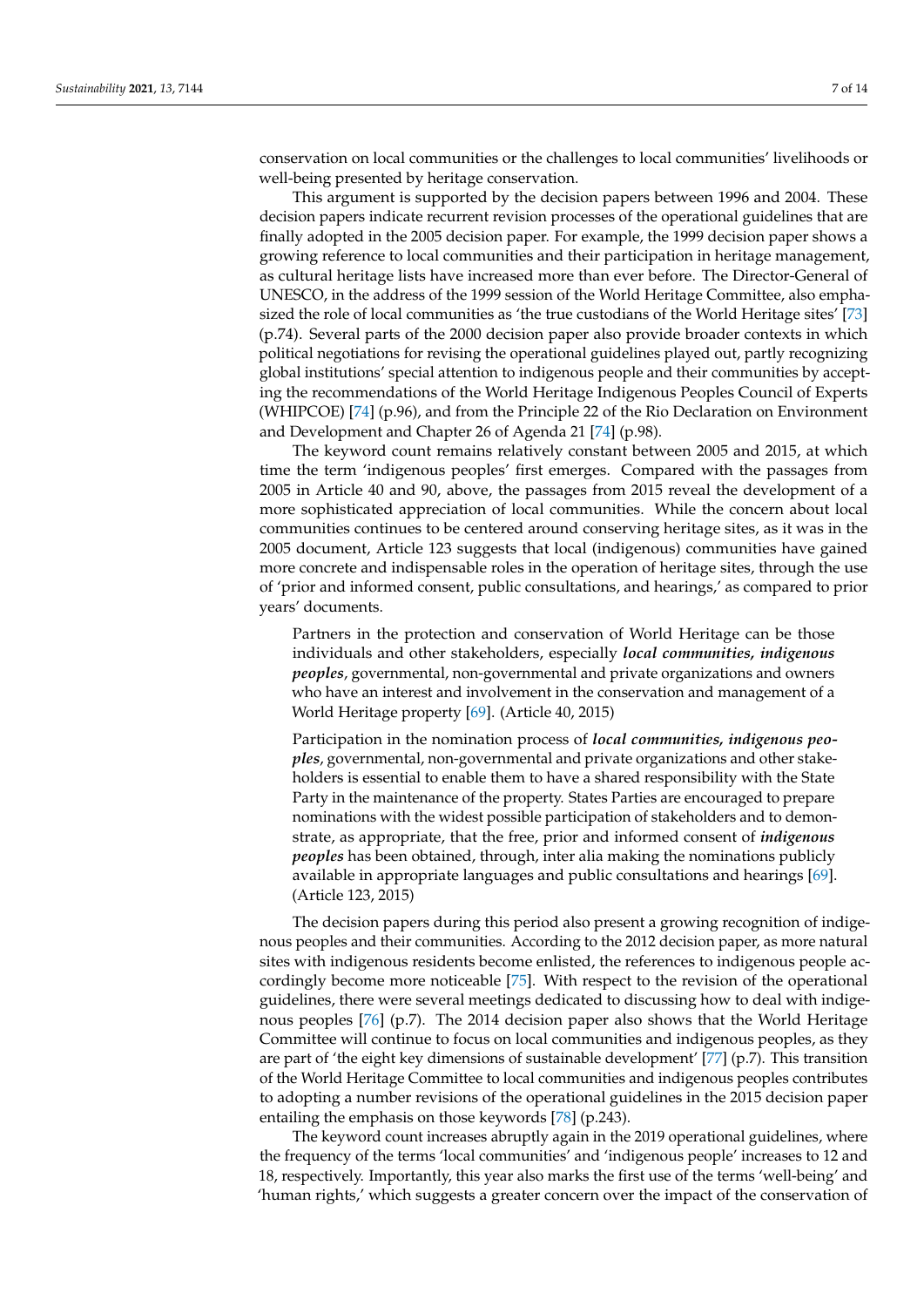conservation on local communities or the challenges to local communities' livelihoods or well-being presented by heritage conservation.

This argument is supported by the decision papers between 1996 and 2004. These decision papers indicate recurrent revision processes of the operational guidelines that are finally adopted in the 2005 decision paper. For example, the 1999 decision paper shows a growing reference to local communities and their participation in heritage management, as cultural heritage lists have increased more than ever before. The Director-General of UNESCO, in the address of the 1999 session of the World Heritage Committee, also emphasized the role of local communities as 'the true custodians of the World Heritage sites' [73] (p.74). Several parts of the 2000 decision paper also provide broader contexts in which political negotiations for revising the operational guidelines played out, partly recognizing global institutions' special attention to indigenous people and their communities by accepting the recommendations of the World Heritage Indigenous Peoples Council of Experts (WHIPCOE) [74] (p.96), and from the Principle 22 of the Rio Declaration on Environment and Development and Chapter 26 of Agenda 21 [74] (p.98).

The keyword count remains relatively constant between 2005 and 2015, at which time the term 'indigenous peoples' first emerges. Compared with the passages from 2005 in Article 40 and 90, above, the passages from 2015 reveal the development of a more sophisticated appreciation of local communities. While the concern about local communities continues to be centered around conserving heritage sites, as it was in the 2005 document, Article 123 suggests that local (indigenous) communities have gained more concrete and indispensable roles in the operation of heritage sites, through the use of 'prior and informed consent, public consultations, and hearings,' as compared to prior years' documents.

> Partners in the protection and conservation of World Heritage can be those individuals and other stakeholders, especially ***local communities, indigenous peoples***, governmental, non-governmental and private organizations and owners who have an interest and involvement in the conservation and management of a World Heritage property [69]. (Article 40, 2015)

> Participation in the nomination process of ***local communities, indigenous peoples***, governmental, non-governmental and private organizations and other stakeholders is essential to enable them to have a shared responsibility with the State Party in the maintenance of the property. States Parties are encouraged to prepare nominations with the widest possible participation of stakeholders and to demonstrate, as appropriate, that the free, prior and informed consent of ***indigenous peoples*** has been obtained, through, inter alia making the nominations publicly available in appropriate languages and public consultations and hearings [69]. (Article 123, 2015)

The decision papers during this period also present a growing recognition of indigenous peoples and their communities. According to the 2012 decision paper, as more natural sites with indigenous residents become enlisted, the references to indigenous people accordingly become more noticeable [75]. With respect to the revision of the operational guidelines, there were several meetings dedicated to discussing how to deal with indigenous peoples [76] (p.7). The 2014 decision paper also shows that the World Heritage Committee will continue to focus on local communities and indigenous peoples, as they are part of 'the eight key dimensions of sustainable development' [77] (p.7). This transition of the World Heritage Committee to local communities and indigenous peoples contributes to adopting a number revisions of the operational guidelines in the 2015 decision paper entailing the emphasis on those keywords [78] (p.243).

The keyword count increases abruptly again in the 2019 operational guidelines, where the frequency of the terms 'local communities' and 'indigenous people' increases to 12 and 18, respectively. Importantly, this year also marks the first use of the terms 'well-being' and 'human rights,' which suggests a greater concern over the impact of the conservation of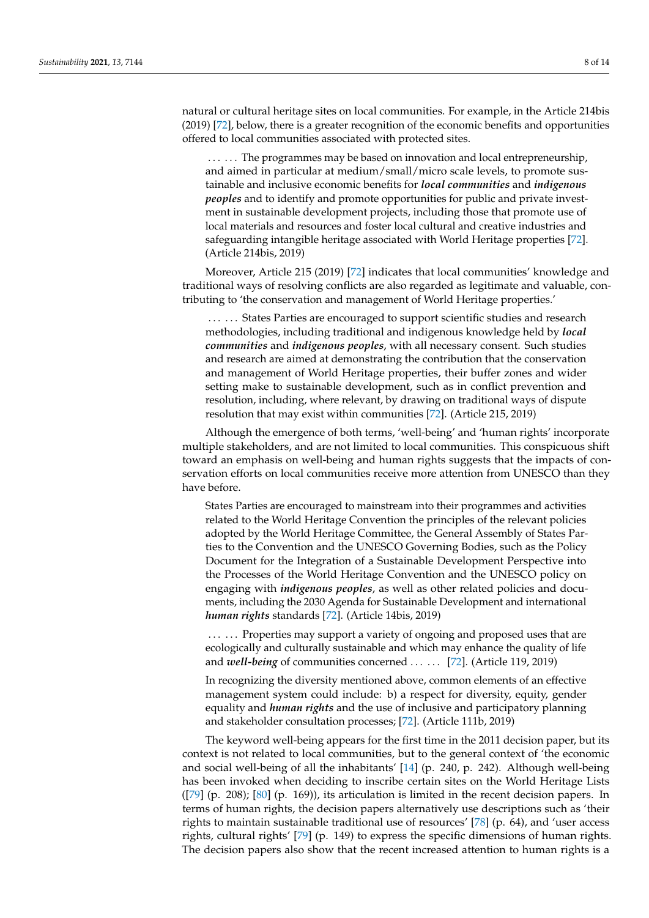natural or cultural heritage sites on local communities. For example, in the Article 214bis (2019) [72], below, there is a greater recognition of the economic benefits and opportunities offered to local communities associated with protected sites.

> . . . . . . The programmes may be based on innovation and local entrepreneurship, and aimed in particular at medium/small/micro scale levels, to promote sustainable and inclusive economic benefits for ***local communities*** and ***indigenous peoples*** and to identify and promote opportunities for public and private investment in sustainable development projects, including those that promote use of local materials and resources and foster local cultural and creative industries and safeguarding intangible heritage associated with World Heritage properties [72]. (Article 214bis, 2019)

Moreover, Article 215 (2019) [72] indicates that local communities' knowledge and traditional ways of resolving conflicts are also regarded as legitimate and valuable, contributing to 'the conservation and management of World Heritage properties.'

> . . . . . . States Parties are encouraged to support scientific studies and research methodologies, including traditional and indigenous knowledge held by ***local communities*** and ***indigenous peoples***, with all necessary consent. Such studies and research are aimed at demonstrating the contribution that the conservation and management of World Heritage properties, their buffer zones and wider setting make to sustainable development, such as in conflict prevention and resolution, including, where relevant, by drawing on traditional ways of dispute resolution that may exist within communities [72]. (Article 215, 2019)

Although the emergence of both terms, 'well-being' and 'human rights' incorporate multiple stakeholders, and are not limited to local communities. This conspicuous shift toward an emphasis on well-being and human rights suggests that the impacts of conservation efforts on local communities receive more attention from UNESCO than they have before.

> States Parties are encouraged to mainstream into their programmes and activities related to the World Heritage Convention the principles of the relevant policies adopted by the World Heritage Committee, the General Assembly of States Parties to the Convention and the UNESCO Governing Bodies, such as the Policy Document for the Integration of a Sustainable Development Perspective into the Processes of the World Heritage Convention and the UNESCO policy on engaging with ***indigenous peoples***, as well as other related policies and documents, including the 2030 Agenda for Sustainable Development and international ***human rights*** standards [72]. (Article 14bis, 2019)

> . . . . . . Properties may support a variety of ongoing and proposed uses that are ecologically and culturally sustainable and which may enhance the quality of life and ***well-being*** of communities concerned . . . . . . [72]. (Article 119, 2019)

> In recognizing the diversity mentioned above, common elements of an effective management system could include: b) a respect for diversity, equity, gender equality and ***human rights*** and the use of inclusive and participatory planning and stakeholder consultation processes; [72]. (Article 111b, 2019)

The keyword well-being appears for the first time in the 2011 decision paper, but its context is not related to local communities, but to the general context of 'the economic and social well-being of all the inhabitants' [14] (p. 240, p. 242). Although well-being has been invoked when deciding to inscribe certain sites on the World Heritage Lists ([79] (p. 208); [80] (p. 169)), its articulation is limited in the recent decision papers. In terms of human rights, the decision papers alternatively use descriptions such as 'their rights to maintain sustainable traditional use of resources' [78] (p. 64), and 'user access rights, cultural rights' [79] (p. 149) to express the specific dimensions of human rights. The decision papers also show that the recent increased attention to human rights is a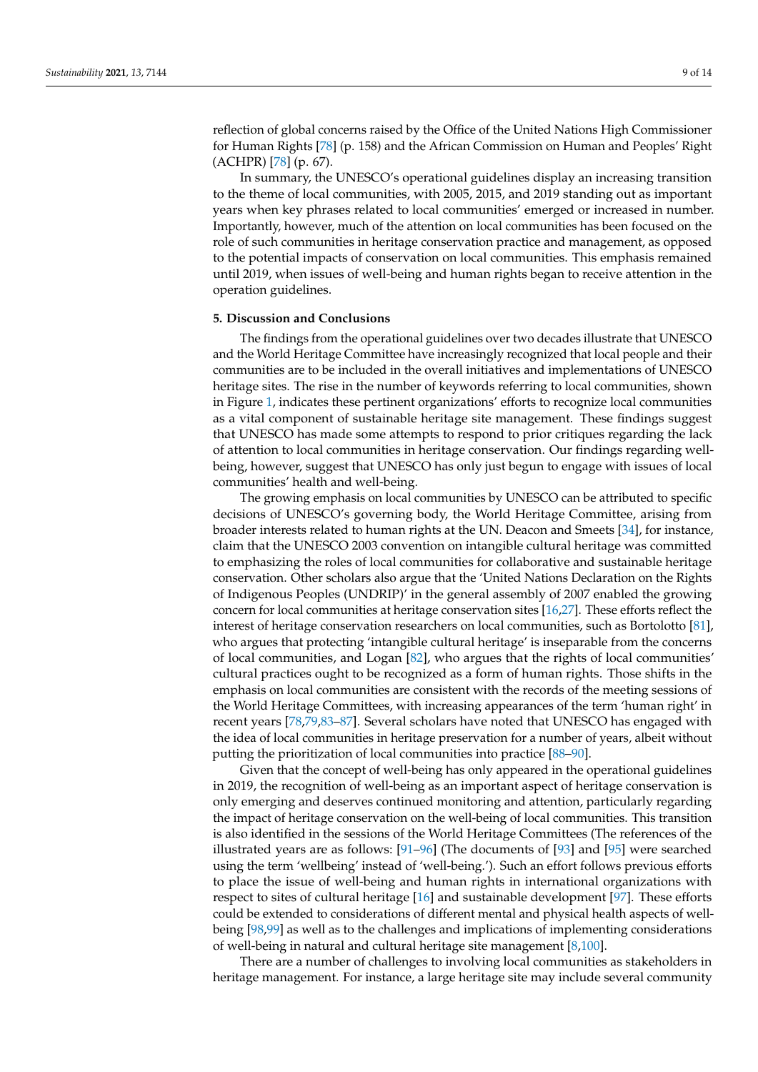reflection of global concerns raised by the Office of the United Nations High Commissioner for Human Rights [78] (p. 158) and the African Commission on Human and Peoples' Right (ACHPR) [78] (p. 67).

In summary, the UNESCO's operational guidelines display an increasing transition to the theme of local communities, with 2005, 2015, and 2019 standing out as important years when key phrases related to local communities' emerged or increased in number. Importantly, however, much of the attention on local communities has been focused on the role of such communities in heritage conservation practice and management, as opposed to the potential impacts of conservation on local communities. This emphasis remained until 2019, when issues of well-being and human rights began to receive attention in the operation guidelines.

## 5. Discussion and Conclusions

The findings from the operational guidelines over two decades illustrate that UNESCO and the World Heritage Committee have increasingly recognized that local people and their communities are to be included in the overall initiatives and implementations of UNESCO heritage sites. The rise in the number of keywords referring to local communities, shown in Figure 1, indicates these pertinent organizations' efforts to recognize local communities as a vital component of sustainable heritage site management. These findings suggest that UNESCO has made some attempts to respond to prior critiques regarding the lack of attention to local communities in heritage conservation. Our findings regarding well-being, however, suggest that UNESCO has only just begun to engage with issues of local communities' health and well-being.

The growing emphasis on local communities by UNESCO can be attributed to specific decisions of UNESCO's governing body, the World Heritage Committee, arising from broader interests related to human rights at the UN. Deacon and Smeets [34], for instance, claim that the UNESCO 2003 convention on intangible cultural heritage was committed to emphasizing the roles of local communities for collaborative and sustainable heritage conservation. Other scholars also argue that the 'United Nations Declaration on the Rights of Indigenous Peoples (UNDRIP)' in the general assembly of 2007 enabled the growing concern for local communities at heritage conservation sites [16,27]. These efforts reflect the interest of heritage conservation researchers on local communities, such as Bortolotto [81], who argues that protecting 'intangible cultural heritage' is inseparable from the concerns of local communities, and Logan [82], who argues that the rights of local communities' cultural practices ought to be recognized as a form of human rights. Those shifts in the emphasis on local communities are consistent with the records of the meeting sessions of the World Heritage Committees, with increasing appearances of the term 'human right' in recent years [78,79,83–87]. Several scholars have noted that UNESCO has engaged with the idea of local communities in heritage preservation for a number of years, albeit without putting the prioritization of local communities into practice [88–90].

Given that the concept of well-being has only appeared in the operational guidelines in 2019, the recognition of well-being as an important aspect of heritage conservation is only emerging and deserves continued monitoring and attention, particularly regarding the impact of heritage conservation on the well-being of local communities. This transition is also identified in the sessions of the World Heritage Committees (The references of the illustrated years are as follows: [91–96] (The documents of [93] and [95] were searched using the term 'wellbeing' instead of 'well-being.'). Such an effort follows previous efforts to place the issue of well-being and human rights in international organizations with respect to sites of cultural heritage [16] and sustainable development [97]. These efforts could be extended to considerations of different mental and physical health aspects of well-being [98,99] as well as to the challenges and implications of implementing considerations of well-being in natural and cultural heritage site management [8,100].

There are a number of challenges to involving local communities as stakeholders in heritage management. For instance, a large heritage site may include several community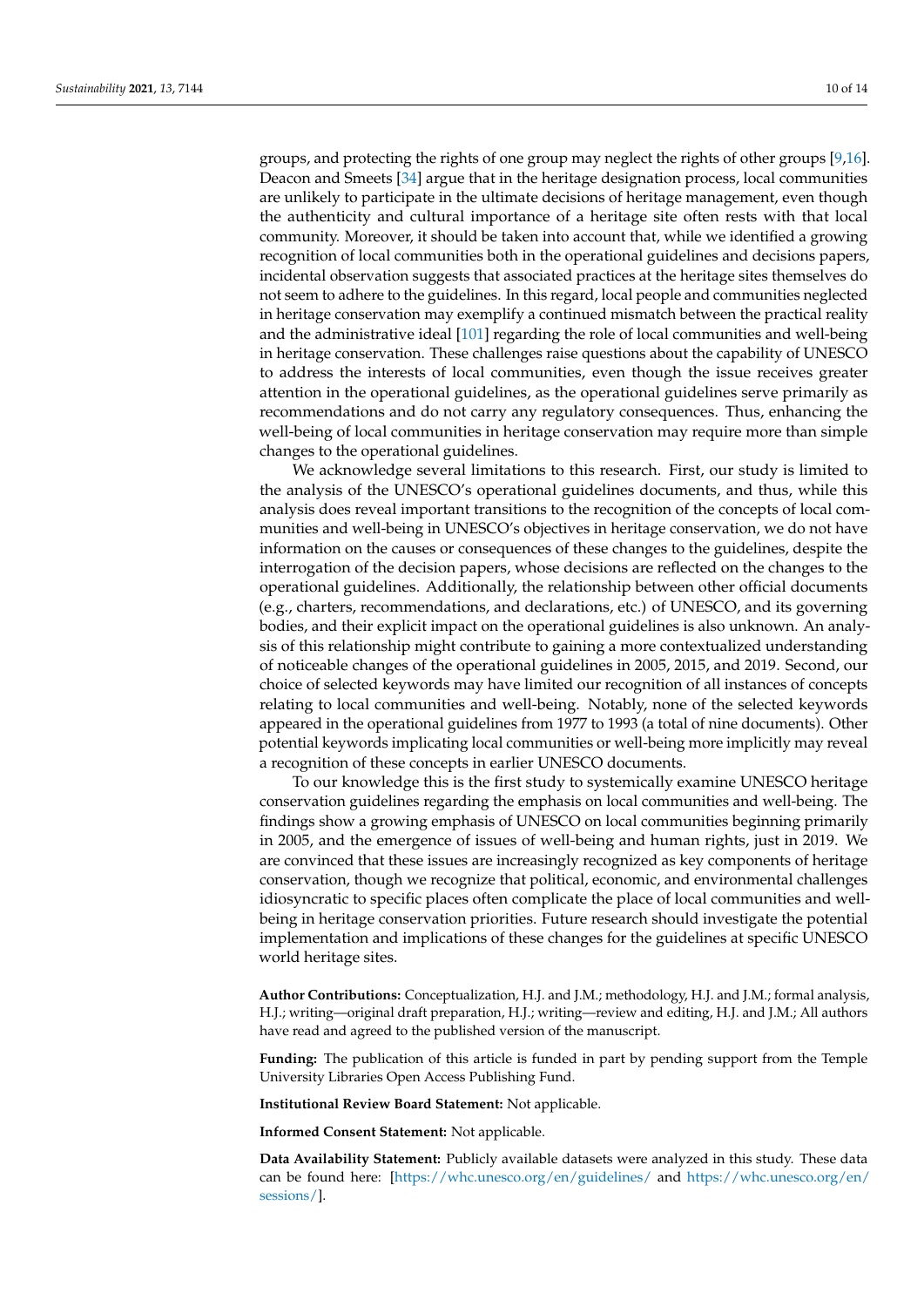groups, and protecting the rights of one group may neglect the rights of other groups [9,16]. Deacon and Smeets [34] argue that in the heritage designation process, local communities are unlikely to participate in the ultimate decisions of heritage management, even though the authenticity and cultural importance of a heritage site often rests with that local community. Moreover, it should be taken into account that, while we identified a growing recognition of local communities both in the operational guidelines and decisions papers, incidental observation suggests that associated practices at the heritage sites themselves do not seem to adhere to the guidelines. In this regard, local people and communities neglected in heritage conservation may exemplify a continued mismatch between the practical reality and the administrative ideal [101] regarding the role of local communities and well-being in heritage conservation. These challenges raise questions about the capability of UNESCO to address the interests of local communities, even though the issue receives greater attention in the operational guidelines, as the operational guidelines serve primarily as recommendations and do not carry any regulatory consequences. Thus, enhancing the well-being of local communities in heritage conservation may require more than simple changes to the operational guidelines.

We acknowledge several limitations to this research. First, our study is limited to the analysis of the UNESCO's operational guidelines documents, and thus, while this analysis does reveal important transitions to the recognition of the concepts of local communities and well-being in UNESCO's objectives in heritage conservation, we do not have information on the causes or consequences of these changes to the guidelines, despite the interrogation of the decision papers, whose decisions are reflected on the changes to the operational guidelines. Additionally, the relationship between other official documents (e.g., charters, recommendations, and declarations, etc.) of UNESCO, and its governing bodies, and their explicit impact on the operational guidelines is also unknown. An analysis of this relationship might contribute to gaining a more contextualized understanding of noticeable changes of the operational guidelines in 2005, 2015, and 2019. Second, our choice of selected keywords may have limited our recognition of all instances of concepts relating to local communities and well-being. Notably, none of the selected keywords appeared in the operational guidelines from 1977 to 1993 (a total of nine documents). Other potential keywords implicating local communities or well-being more implicitly may reveal a recognition of these concepts in earlier UNESCO documents.

To our knowledge this is the first study to systemically examine UNESCO heritage conservation guidelines regarding the emphasis on local communities and well-being. The findings show a growing emphasis of UNESCO on local communities beginning primarily in 2005, and the emergence of issues of well-being and human rights, just in 2019. We are convinced that these issues are increasingly recognized as key components of heritage conservation, though we recognize that political, economic, and environmental challenges idiosyncratic to specific places often complicate the place of local communities and well-being in heritage conservation priorities. Future research should investigate the potential implementation and implications of these changes for the guidelines at specific UNESCO world heritage sites.

**Author Contributions:** Conceptualization, H.J. and J.M.; methodology, H.J. and J.M.; formal analysis, H.J.; writing—original draft preparation, H.J.; writing—review and editing, H.J. and J.M.; All authors have read and agreed to the published version of the manuscript.

**Funding:** The publication of this article is funded in part by pending support from the Temple University Libraries Open Access Publishing Fund.

**Institutional Review Board Statement:** Not applicable.

**Informed Consent Statement:** Not applicable.

**Data Availability Statement:** Publicly available datasets were analyzed in this study. These data can be found here: [https://whc.unesco.org/en/guidelines/ and https://whc.unesco.org/en/sessions/].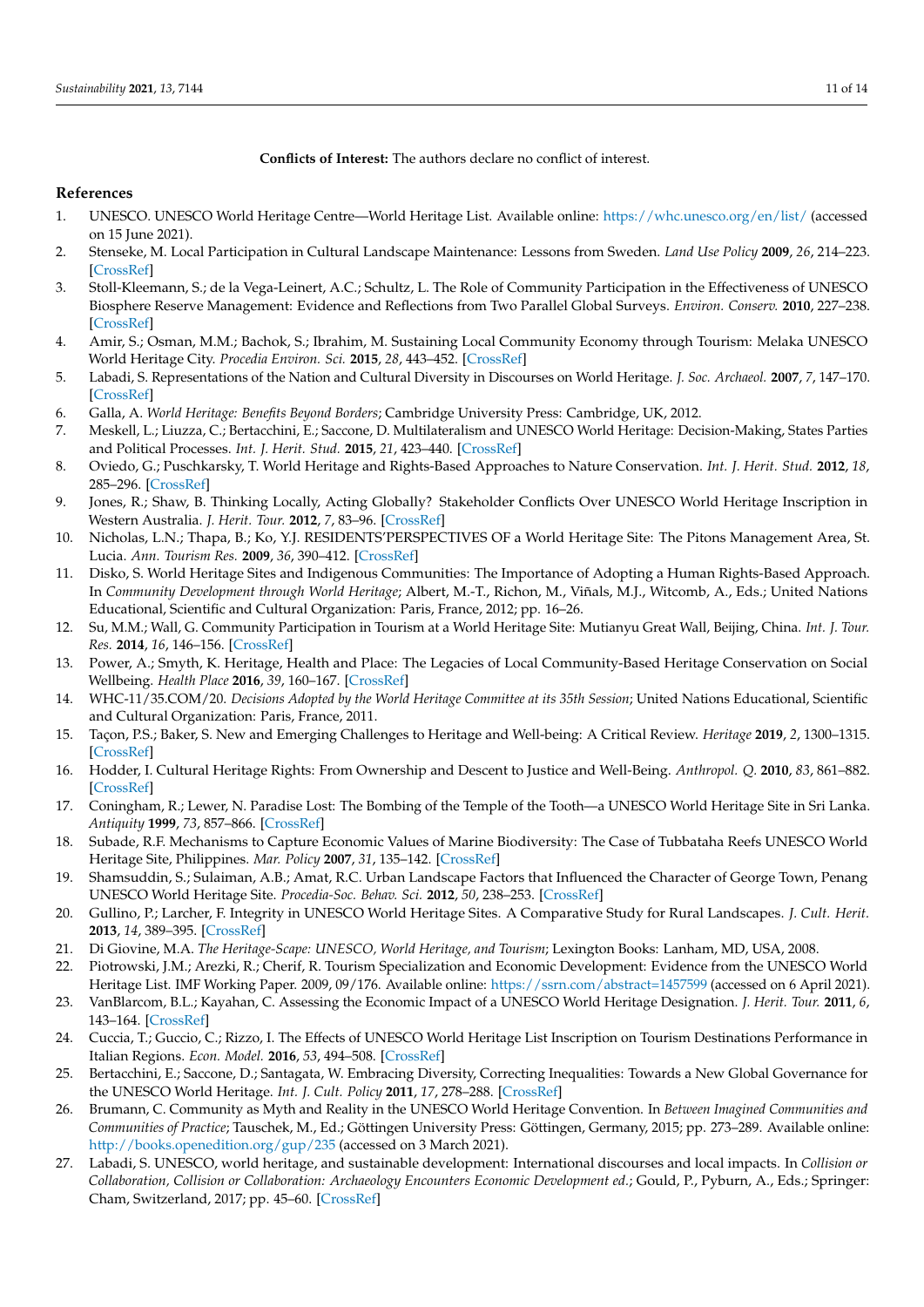**Conflicts of Interest:** The authors declare no conflict of interest.

## References

1. UNESCO. UNESCO World Heritage Centre—World Heritage List. Available online: https://whc.unesco.org/en/list/ (accessed on 15 June 2021).
2. Stenseke, M. Local Participation in Cultural Landscape Maintenance: Lessons from Sweden. *Land Use Policy* **2009**, *26*, 214–223. [CrossRef]
3. Stoll-Kleemann, S.; de la Vega-Leinert, A.C.; Schultz, L. The Role of Community Participation in the Effectiveness of UNESCO Biosphere Reserve Management: Evidence and Reflections from Two Parallel Global Surveys. *Environ. Conserv.* **2010**, 227–238. [CrossRef]
4. Amir, S.; Osman, M.M.; Bachok, S.; Ibrahim, M. Sustaining Local Community Economy through Tourism: Melaka UNESCO World Heritage City. *Procedia Environ. Sci.* **2015**, *28*, 443–452. [CrossRef]
5. Labadi, S. Representations of the Nation and Cultural Diversity in Discourses on World Heritage. *J. Soc. Archaeol.* **2007**, *7*, 147–170. [CrossRef]
6. Galla, A. *World Heritage: Benefits Beyond Borders*; Cambridge University Press: Cambridge, UK, 2012.
7. Meskell, L.; Liuzza, C.; Bertacchini, E.; Saccone, D. Multilateralism and UNESCO World Heritage: Decision-Making, States Parties and Political Processes. *Int. J. Herit. Stud.* **2015**, *21*, 423–440. [CrossRef]
8. Oviedo, G.; Puschkarsky, T. World Heritage and Rights-Based Approaches to Nature Conservation. *Int. J. Herit. Stud.* **2012**, *18*, 285–296. [CrossRef]
9. Jones, R.; Shaw, B. Thinking Locally, Acting Globally? Stakeholder Conflicts Over UNESCO World Heritage Inscription in Western Australia. *J. Herit. Tour.* **2012**, *7*, 83–96. [CrossRef]
10. Nicholas, L.N.; Thapa, B.; Ko, Y.J. RESIDENTS'PERSPECTIVES OF a World Heritage Site: The Pitons Management Area, St. Lucia. *Ann. Tourism Res.* **2009**, *36*, 390–412. [CrossRef]
11. Disko, S. World Heritage Sites and Indigenous Communities: The Importance of Adopting a Human Rights-Based Approach. In *Community Development through World Heritage*; Albert, M.-T., Richon, M., Viñals, M.J., Witcomb, A., Eds.; United Nations Educational, Scientific and Cultural Organization: Paris, France, 2012; pp. 16–26.
12. Su, M.M.; Wall, G. Community Participation in Tourism at a World Heritage Site: Mutianyu Great Wall, Beijing, China. *Int. J. Tour. Res.* **2014**, *16*, 146–156. [CrossRef]
13. Power, A.; Smyth, K. Heritage, Health and Place: The Legacies of Local Community-Based Heritage Conservation on Social Wellbeing. *Health Place* **2016**, *39*, 160–167. [CrossRef]
14. WHC-11/35.COM/20. *Decisions Adopted by the World Heritage Committee at its 35th Session*; United Nations Educational, Scientific and Cultural Organization: Paris, France, 2011.
15. Taçon, P.S.; Baker, S. New and Emerging Challenges to Heritage and Well-being: A Critical Review. *Heritage* **2019**, *2*, 1300–1315. [CrossRef]
16. Hodder, I. Cultural Heritage Rights: From Ownership and Descent to Justice and Well-Being. *Anthropol. Q.* **2010**, *83*, 861–882. [CrossRef]
17. Coningham, R.; Lewer, N. Paradise Lost: The Bombing of the Temple of the Tooth—a UNESCO World Heritage Site in Sri Lanka. *Antiquity* **1999**, *73*, 857–866. [CrossRef]
18. Subade, R.F. Mechanisms to Capture Economic Values of Marine Biodiversity: The Case of Tubbataha Reefs UNESCO World Heritage Site, Philippines. *Mar. Policy* **2007**, *31*, 135–142. [CrossRef]
19. Shamsuddin, S.; Sulaiman, A.B.; Amat, R.C. Urban Landscape Factors that Influenced the Character of George Town, Penang UNESCO World Heritage Site. *Procedia-Soc. Behav. Sci.* **2012**, *50*, 238–253. [CrossRef]
20. Gullino, P.; Larcher, F. Integrity in UNESCO World Heritage Sites. A Comparative Study for Rural Landscapes. *J. Cult. Herit.* **2013**, *14*, 389–395. [CrossRef]
21. Di Giovine, M.A. *The Heritage-Scape: UNESCO, World Heritage, and Tourism*; Lexington Books: Lanham, MD, USA, 2008.
22. Piotrowski, J.M.; Arezki, R.; Cherif, R. Tourism Specialization and Economic Development: Evidence from the UNESCO World Heritage List. IMF Working Paper. 2009, 09/176. Available online: https://ssrn.com/abstract=1457599 (accessed on 6 April 2021).
23. VanBlarcom, B.L.; Kayahan, C. Assessing the Economic Impact of a UNESCO World Heritage Designation. *J. Herit. Tour.* **2011**, *6*, 143–164. [CrossRef]
24. Cuccia, T.; Guccio, C.; Rizzo, I. The Effects of UNESCO World Heritage List Inscription on Tourism Destinations Performance in Italian Regions. *Econ. Model.* **2016**, *53*, 494–508. [CrossRef]
25. Bertacchini, E.; Saccone, D.; Santagata, W. Embracing Diversity, Correcting Inequalities: Towards a New Global Governance for the UNESCO World Heritage. *Int. J. Cult. Policy* **2011**, *17*, 278–288. [CrossRef]
26. Brumann, C. Community as Myth and Reality in the UNESCO World Heritage Convention. In *Between Imagined Communities and Communities of Practice*; Tauschek, M., Ed.; Göttingen University Press: Göttingen, Germany, 2015; pp. 273–289. Available online: http://books.openedition.org/gup/235 (accessed on 3 March 2021).
27. Labadi, S. UNESCO, world heritage, and sustainable development: International discourses and local impacts. In *Collision or Collaboration, Collision or Collaboration: Archaeology Encounters Economic Development ed.*; Gould, P., Pyburn, A., Eds.; Springer: Cham, Switzerland, 2017; pp. 45–60. [CrossRef]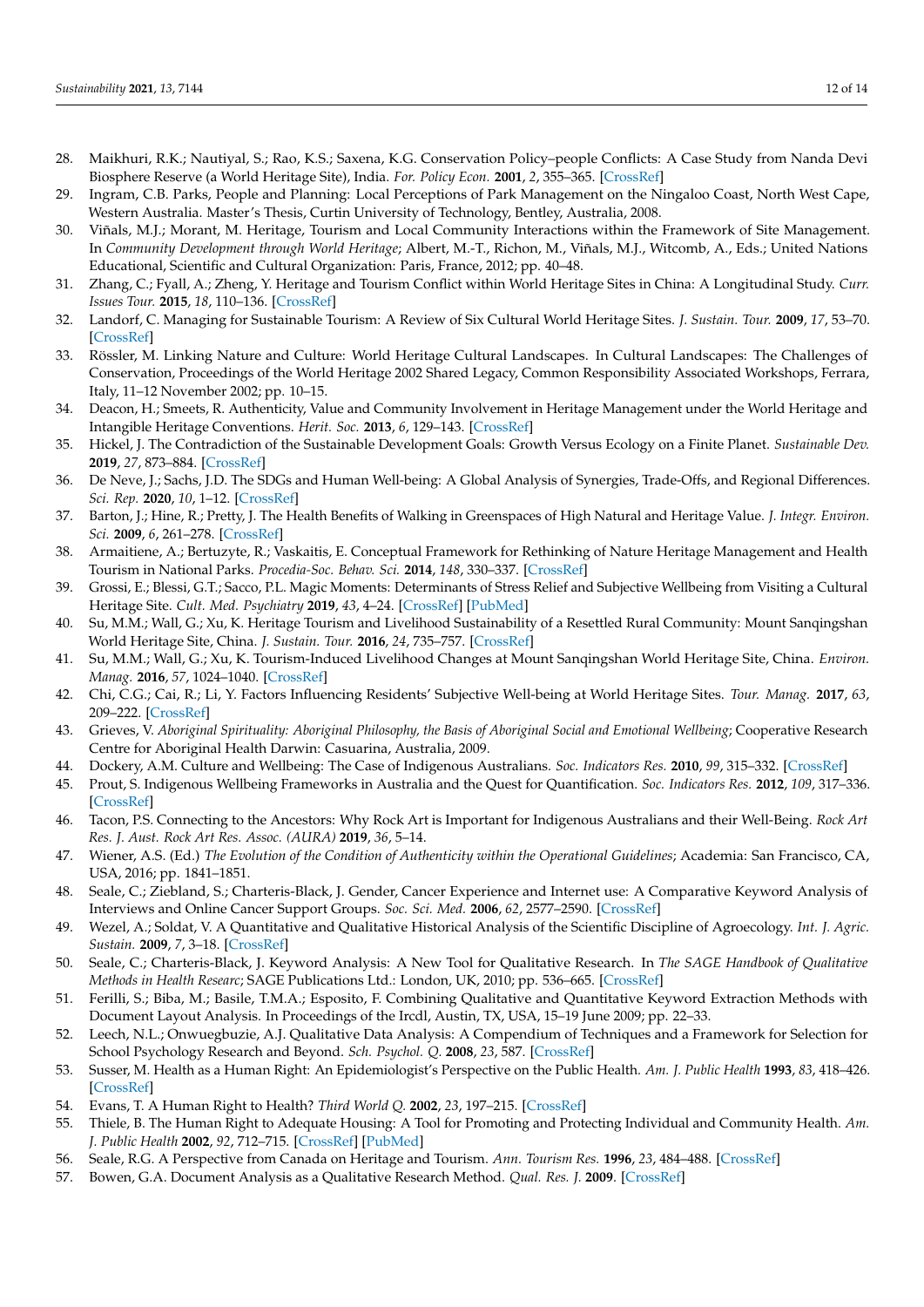28. Maikhuri, R.K.; Nautiyal, S.; Rao, K.S.; Saxena, K.G. Conservation Policy–people Conflicts: A Case Study from Nanda Devi Biosphere Reserve (a World Heritage Site), India. *For. Policy Econ.* **2001**, *2*, 355–365. [CrossRef]
29. Ingram, C.B. Parks, People and Planning: Local Perceptions of Park Management on the Ningaloo Coast, North West Cape, Western Australia. Master's Thesis, Curtin University of Technology, Bentley, Australia, 2008.
30. Viñals, M.J.; Morant, M. Heritage, Tourism and Local Community Interactions within the Framework of Site Management. In *Community Development through World Heritage*; Albert, M.-T., Richon, M., Viñals, M.J., Witcomb, A., Eds.; United Nations Educational, Scientific and Cultural Organization: Paris, France, 2012; pp. 40–48.
31. Zhang, C.; Fyall, A.; Zheng, Y. Heritage and Tourism Conflict within World Heritage Sites in China: A Longitudinal Study. *Curr. Issues Tour.* **2015**, *18*, 110–136. [CrossRef]
32. Landorf, C. Managing for Sustainable Tourism: A Review of Six Cultural World Heritage Sites. *J. Sustain. Tour.* **2009**, *17*, 53–70. [CrossRef]
33. Rössler, M. Linking Nature and Culture: World Heritage Cultural Landscapes. In Cultural Landscapes: The Challenges of Conservation, Proceedings of the World Heritage 2002 Shared Legacy, Common Responsibility Associated Workshops, Ferrara, Italy, 11–12 November 2002; pp. 10–15.
34. Deacon, H.; Smeets, R. Authenticity, Value and Community Involvement in Heritage Management under the World Heritage and Intangible Heritage Conventions. *Herit. Soc.* **2013**, *6*, 129–143. [CrossRef]
35. Hickel, J. The Contradiction of the Sustainable Development Goals: Growth Versus Ecology on a Finite Planet. *Sustainable Dev.* **2019**, *27*, 873–884. [CrossRef]
36. De Neve, J.; Sachs, J.D. The SDGs and Human Well-being: A Global Analysis of Synergies, Trade-Offs, and Regional Differences. *Sci. Rep.* **2020**, *10*, 1–12. [CrossRef]
37. Barton, J.; Hine, R.; Pretty, J. The Health Benefits of Walking in Greenspaces of High Natural and Heritage Value. *J. Integr. Environ. Sci.* **2009**, *6*, 261–278. [CrossRef]
38. Armaitiene, A.; Bertuzyte, R.; Vaskaitis, E. Conceptual Framework for Rethinking of Nature Heritage Management and Health Tourism in National Parks. *Procedia-Soc. Behav. Sci.* **2014**, *148*, 330–337. [CrossRef]
39. Grossi, E.; Blessi, G.T.; Sacco, P.L. Magic Moments: Determinants of Stress Relief and Subjective Wellbeing from Visiting a Cultural Heritage Site. *Cult. Med. Psychiatry* **2019**, *43*, 4–24. [CrossRef] [PubMed]
40. Su, M.M.; Wall, G.; Xu, K. Heritage Tourism and Livelihood Sustainability of a Resettled Rural Community: Mount Sanqingshan World Heritage Site, China. *J. Sustain. Tour.* **2016**, *24*, 735–757. [CrossRef]
41. Su, M.M.; Wall, G.; Xu, K. Tourism-Induced Livelihood Changes at Mount Sanqingshan World Heritage Site, China. *Environ. Manag.* **2016**, *57*, 1024–1040. [CrossRef]
42. Chi, C.G.; Cai, R.; Li, Y. Factors Influencing Residents' Subjective Well-being at World Heritage Sites. *Tour. Manag.* **2017**, *63*, 209–222. [CrossRef]
43. Grieves, V. *Aboriginal Spirituality: Aboriginal Philosophy, the Basis of Aboriginal Social and Emotional Wellbeing*; Cooperative Research Centre for Aboriginal Health Darwin: Casuarina, Australia, 2009.
44. Dockery, A.M. Culture and Wellbeing: The Case of Indigenous Australians. *Soc. Indicators Res.* **2010**, *99*, 315–332. [CrossRef]
45. Prout, S. Indigenous Wellbeing Frameworks in Australia and the Quest for Quantification. *Soc. Indicators Res.* **2012**, *109*, 317–336. [CrossRef]
46. Tacon, P.S. Connecting to the Ancestors: Why Rock Art is Important for Indigenous Australians and their Well-Being. *Rock Art Res. J. Aust. Rock Art Res. Assoc. (AURA)* **2019**, *36*, 5–14.
47. Wiener, A.S. (Ed.) *The Evolution of the Condition of Authenticity within the Operational Guidelines*; Academia: San Francisco, CA, USA, 2016; pp. 1841–1851.
48. Seale, C.; Ziebland, S.; Charteris-Black, J. Gender, Cancer Experience and Internet use: A Comparative Keyword Analysis of Interviews and Online Cancer Support Groups. *Soc. Sci. Med.* **2006**, *62*, 2577–2590. [CrossRef]
49. Wezel, A.; Soldat, V. A Quantitative and Qualitative Historical Analysis of the Scientific Discipline of Agroecology. *Int. J. Agric. Sustain.* **2009**, *7*, 3–18. [CrossRef]
50. Seale, C.; Charteris-Black, J. Keyword Analysis: A New Tool for Qualitative Research. In *The SAGE Handbook of Qualitative Methods in Health Researc*; SAGE Publications Ltd.: London, UK, 2010; pp. 536–665. [CrossRef]
51. Ferilli, S.; Biba, M.; Basile, T.M.A.; Esposito, F. Combining Qualitative and Quantitative Keyword Extraction Methods with Document Layout Analysis. In Proceedings of the Ircdl, Austin, TX, USA, 15–19 June 2009; pp. 22–33.
52. Leech, N.L.; Onwuegbuzie, A.J. Qualitative Data Analysis: A Compendium of Techniques and a Framework for Selection for School Psychology Research and Beyond. *Sch. Psychol. Q.* **2008**, *23*, 587. [CrossRef]
53. Susser, M. Health as a Human Right: An Epidemiologist's Perspective on the Public Health. *Am. J. Public Health* **1993**, *83*, 418–426. [CrossRef]
54. Evans, T. A Human Right to Health? *Third World Q.* **2002**, *23*, 197–215. [CrossRef]
55. Thiele, B. The Human Right to Adequate Housing: A Tool for Promoting and Protecting Individual and Community Health. *Am. J. Public Health* **2002**, *92*, 712–715. [CrossRef] [PubMed]
56. Seale, R.G. A Perspective from Canada on Heritage and Tourism. *Ann. Tourism Res.* **1996**, *23*, 484–488. [CrossRef]
57. Bowen, G.A. Document Analysis as a Qualitative Research Method. *Qual. Res. J.* **2009**. [CrossRef]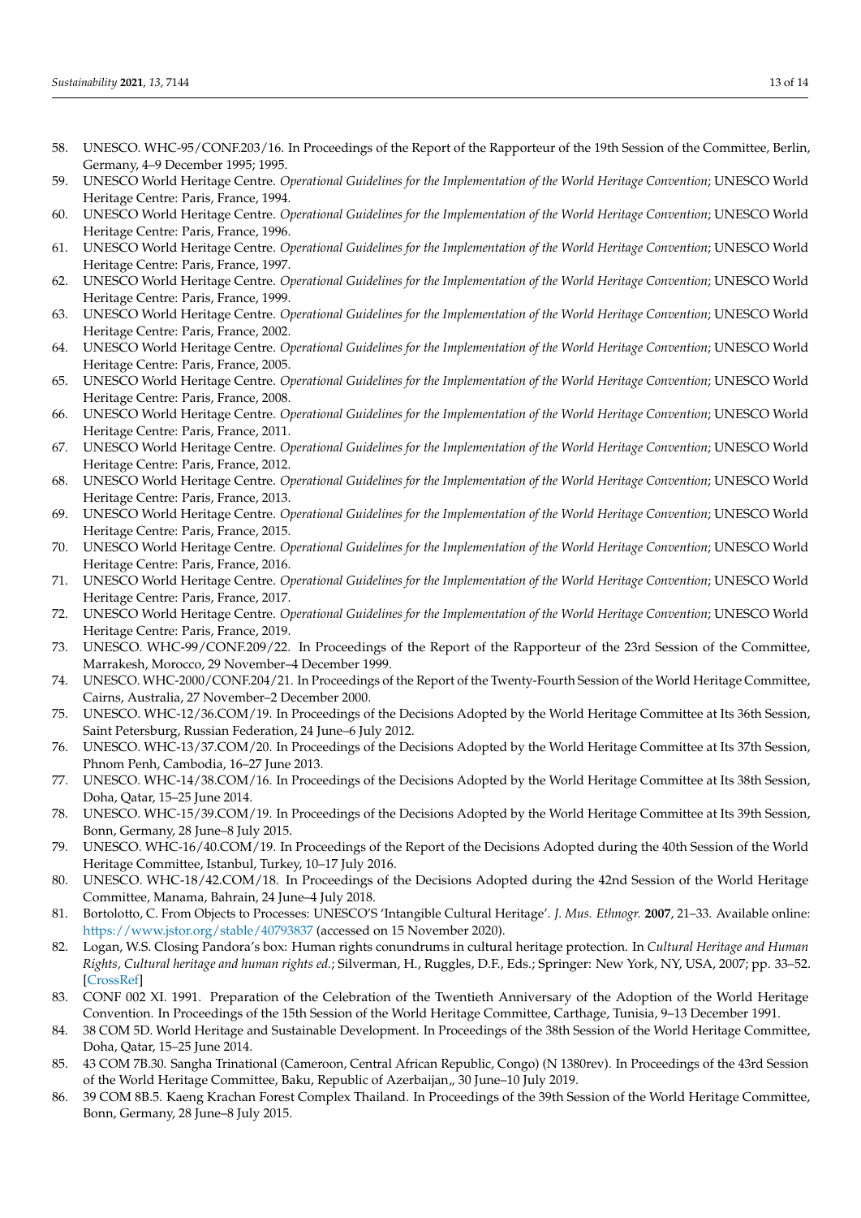58. UNESCO. WHC-95/CONF.203/16. In Proceedings of the Report of the Rapporteur of the 19th Session of the Committee, Berlin, Germany, 4–9 December 1995; 1995.
59. UNESCO World Heritage Centre. *Operational Guidelines for the Implementation of the World Heritage Convention*; UNESCO World Heritage Centre: Paris, France, 1994.
60. UNESCO World Heritage Centre. *Operational Guidelines for the Implementation of the World Heritage Convention*; UNESCO World Heritage Centre: Paris, France, 1996.
61. UNESCO World Heritage Centre. *Operational Guidelines for the Implementation of the World Heritage Convention*; UNESCO World Heritage Centre: Paris, France, 1997.
62. UNESCO World Heritage Centre. *Operational Guidelines for the Implementation of the World Heritage Convention*; UNESCO World Heritage Centre: Paris, France, 1999.
63. UNESCO World Heritage Centre. *Operational Guidelines for the Implementation of the World Heritage Convention*; UNESCO World Heritage Centre: Paris, France, 2002.
64. UNESCO World Heritage Centre. *Operational Guidelines for the Implementation of the World Heritage Convention*; UNESCO World Heritage Centre: Paris, France, 2005.
65. UNESCO World Heritage Centre. *Operational Guidelines for the Implementation of the World Heritage Convention*; UNESCO World Heritage Centre: Paris, France, 2008.
66. UNESCO World Heritage Centre. *Operational Guidelines for the Implementation of the World Heritage Convention*; UNESCO World Heritage Centre: Paris, France, 2011.
67. UNESCO World Heritage Centre. *Operational Guidelines for the Implementation of the World Heritage Convention*; UNESCO World Heritage Centre: Paris, France, 2012.
68. UNESCO World Heritage Centre. *Operational Guidelines for the Implementation of the World Heritage Convention*; UNESCO World Heritage Centre: Paris, France, 2013.
69. UNESCO World Heritage Centre. *Operational Guidelines for the Implementation of the World Heritage Convention*; UNESCO World Heritage Centre: Paris, France, 2015.
70. UNESCO World Heritage Centre. *Operational Guidelines for the Implementation of the World Heritage Convention*; UNESCO World Heritage Centre: Paris, France, 2016.
71. UNESCO World Heritage Centre. *Operational Guidelines for the Implementation of the World Heritage Convention*; UNESCO World Heritage Centre: Paris, France, 2017.
72. UNESCO World Heritage Centre. *Operational Guidelines for the Implementation of the World Heritage Convention*; UNESCO World Heritage Centre: Paris, France, 2019.
73. UNESCO. WHC-99/CONF.209/22. In Proceedings of the Report of the Rapporteur of the 23rd Session of the Committee, Marrakesh, Morocco, 29 November–4 December 1999.
74. UNESCO. WHC-2000/CONF.204/21. In Proceedings of the Report of the Twenty-Fourth Session of the World Heritage Committee, Cairns, Australia, 27 November–2 December 2000.
75. UNESCO. WHC-12/36.COM/19. In Proceedings of the Decisions Adopted by the World Heritage Committee at Its 36th Session, Saint Petersburg, Russian Federation, 24 June–6 July 2012.
76. UNESCO. WHC-13/37.COM/20. In Proceedings of the Decisions Adopted by the World Heritage Committee at Its 37th Session, Phnom Penh, Cambodia, 16–27 June 2013.
77. UNESCO. WHC-14/38.COM/16. In Proceedings of the Decisions Adopted by the World Heritage Committee at Its 38th Session, Doha, Qatar, 15–25 June 2014.
78. UNESCO. WHC-15/39.COM/19. In Proceedings of the Decisions Adopted by the World Heritage Committee at Its 39th Session, Bonn, Germany, 28 June–8 July 2015.
79. UNESCO. WHC-16/40.COM/19. In Proceedings of the Report of the Decisions Adopted during the 40th Session of the World Heritage Committee, Istanbul, Turkey, 10–17 July 2016.
80. UNESCO. WHC-18/42.COM/18. In Proceedings of the Decisions Adopted during the 42nd Session of the World Heritage Committee, Manama, Bahrain, 24 June–4 July 2018.
81. Bortolotto, C. From Objects to Processes: UNESCO'S 'Intangible Cultural Heritage'. *J. Mus. Ethnogr.* **2007**, 21–33. Available online: https://www.jstor.org/stable/40793837 (accessed on 15 November 2020).
82. Logan, W.S. Closing Pandora's box: Human rights conundrums in cultural heritage protection. In *Cultural Heritage and Human Rights, Cultural heritage and human rights ed.*; Silverman, H., Ruggles, D.F., Eds.; Springer: New York, NY, USA, 2007; pp. 33–52. [CrossRef]
83. CONF 002 XI. 1991. Preparation of the Celebration of the Twentieth Anniversary of the Adoption of the World Heritage Convention. In Proceedings of the 15th Session of the World Heritage Committee, Carthage, Tunisia, 9–13 December 1991.
84. 38 COM 5D. World Heritage and Sustainable Development. In Proceedings of the 38th Session of the World Heritage Committee, Doha, Qatar, 15–25 June 2014.
85. 43 COM 7B.30. Sangha Trinational (Cameroon, Central African Republic, Congo) (N 1380rev). In Proceedings of the 43rd Session of the World Heritage Committee, Baku, Republic of Azerbaijan,, 30 June–10 July 2019.
86. 39 COM 8B.5. Kaeng Krachan Forest Complex Thailand. In Proceedings of the 39th Session of the World Heritage Committee, Bonn, Germany, 28 June–8 July 2015.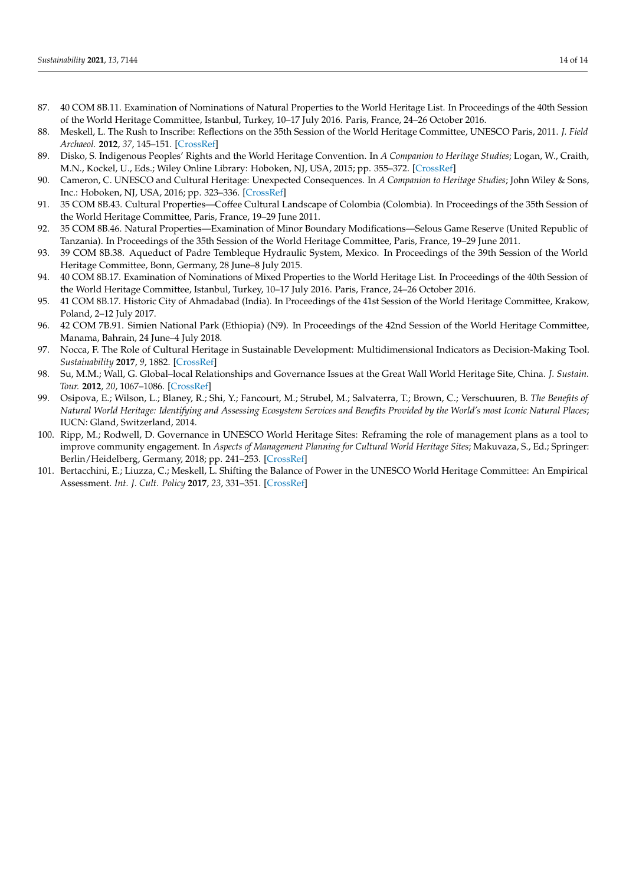87. 40 COM 8B.11. Examination of Nominations of Natural Properties to the World Heritage List. In Proceedings of the 40th Session of the World Heritage Committee, Istanbul, Turkey, 10–17 July 2016. Paris, France, 24–26 October 2016.
88. Meskell, L. The Rush to Inscribe: Reflections on the 35th Session of the World Heritage Committee, UNESCO Paris, 2011. *J. Field Archaeol.* **2012**, *37*, 145–151. [CrossRef]
89. Disko, S. Indigenous Peoples' Rights and the World Heritage Convention. In *A Companion to Heritage Studies*; Logan, W., Craith, M.N., Kockel, U., Eds.; Wiley Online Library: Hoboken, NJ, USA, 2015; pp. 355–372. [CrossRef]
90. Cameron, C. UNESCO and Cultural Heritage: Unexpected Consequences. In *A Companion to Heritage Studies*; John Wiley & Sons, Inc.: Hoboken, NJ, USA, 2016; pp. 323–336. [CrossRef]
91. 35 COM 8B.43. Cultural Properties—Coffee Cultural Landscape of Colombia (Colombia). In Proceedings of the 35th Session of the World Heritage Committee, Paris, France, 19–29 June 2011.
92. 35 COM 8B.46. Natural Properties—Examination of Minor Boundary Modifications—Selous Game Reserve (United Republic of Tanzania). In Proceedings of the 35th Session of the World Heritage Committee, Paris, France, 19–29 June 2011.
93. 39 COM 8B.38. Aqueduct of Padre Tembleque Hydraulic System, Mexico. In Proceedings of the 39th Session of the World Heritage Committee, Bonn, Germany, 28 June–8 July 2015.
94. 40 COM 8B.17. Examination of Nominations of Mixed Properties to the World Heritage List. In Proceedings of the 40th Session of the World Heritage Committee, Istanbul, Turkey, 10–17 July 2016. Paris, France, 24–26 October 2016.
95. 41 COM 8B.17. Historic City of Ahmadabad (India). In Proceedings of the 41st Session of the World Heritage Committee, Krakow, Poland, 2–12 July 2017.
96. 42 COM 7B.91. Simien National Park (Ethiopia) (N9). In Proceedings of the 42nd Session of the World Heritage Committee, Manama, Bahrain, 24 June–4 July 2018.
97. Nocca, F. The Role of Cultural Heritage in Sustainable Development: Multidimensional Indicators as Decision-Making Tool. *Sustainability* **2017**, *9*, 1882. [CrossRef]
98. Su, M.M.; Wall, G. Global–local Relationships and Governance Issues at the Great Wall World Heritage Site, China. *J. Sustain. Tour.* **2012**, *20*, 1067–1086. [CrossRef]
99. Osipova, E.; Wilson, L.; Blaney, R.; Shi, Y.; Fancourt, M.; Strubel, M.; Salvaterra, T.; Brown, C.; Verschuuren, B. *The Benefits of Natural World Heritage: Identifying and Assessing Ecosystem Services and Benefits Provided by the World's most Iconic Natural Places*; IUCN: Gland, Switzerland, 2014.
100. Ripp, M.; Rodwell, D. Governance in UNESCO World Heritage Sites: Reframing the role of management plans as a tool to improve community engagement. In *Aspects of Management Planning for Cultural World Heritage Sites*; Makuvaza, S., Ed.; Springer: Berlin/Heidelberg, Germany, 2018; pp. 241–253. [CrossRef]
101. Bertacchini, E.; Liuzza, C.; Meskell, L. Shifting the Balance of Power in the UNESCO World Heritage Committee: An Empirical Assessment. *Int. J. Cult. Policy* **2017**, *23*, 331–351. [CrossRef]